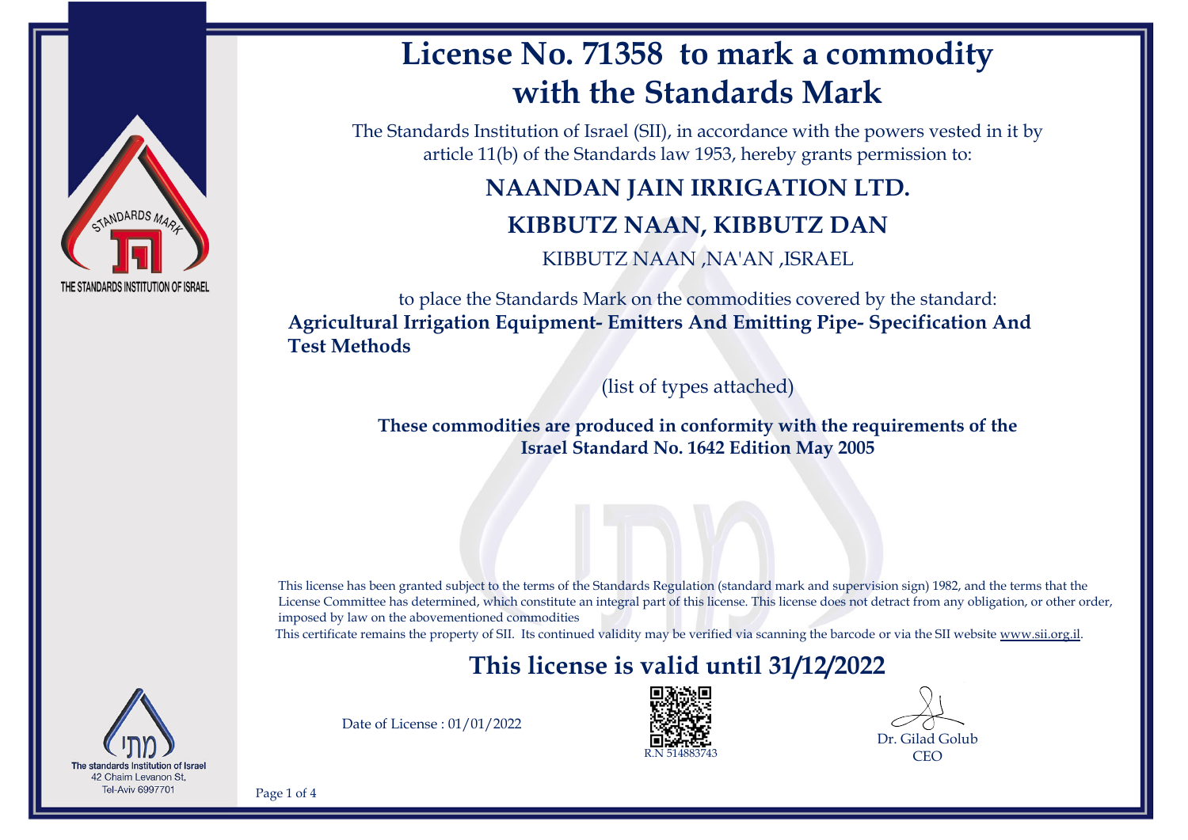# License No. 71358 to mark a commodity with the Standards Mark

The Standards Institution of Israel (SII), in accordance with the powers vested in it by article 11(b) of the Standards law 1953, hereby grants permission to:

## NAANDAN JAIN IRRIGATION LTD.

## KIBBUTZ NAAN, KIBBUTZ DAN

KIBBUTZ NAAN ,NA'AN ,ISRAEL

to place the Standards Mark on the commodities covered by the standard:

**Agricultural Irrigation Equipment- Emitters And Emitting Pipe- Specification And Test Methods**

(list of types attached)

**These commodities are produced in conformity with the requirements of the Israel Standard No. 1642 Edition May 2005**

This license has been granted subject to the terms of the Standards Regulation (standard mark and supervision sign) 1982, and the terms that the License Committee has determined, which constitute an integral part of this license. This license does not detract from any obligation, or other order, imposed by law on the abovementioned commodities

This certificate remains the property of SII. Its continued validity may be verified via scanning the barcode or via the SII website www.sii.org.il.

## This license is valid until 31/12/2022

Date of License : 01/01/2022

R.N 514883743

Dr. Gilad Golub
CEO

The standards Institution of Israel
42 Chaim Levanon St,
Tel-Aviv 6997701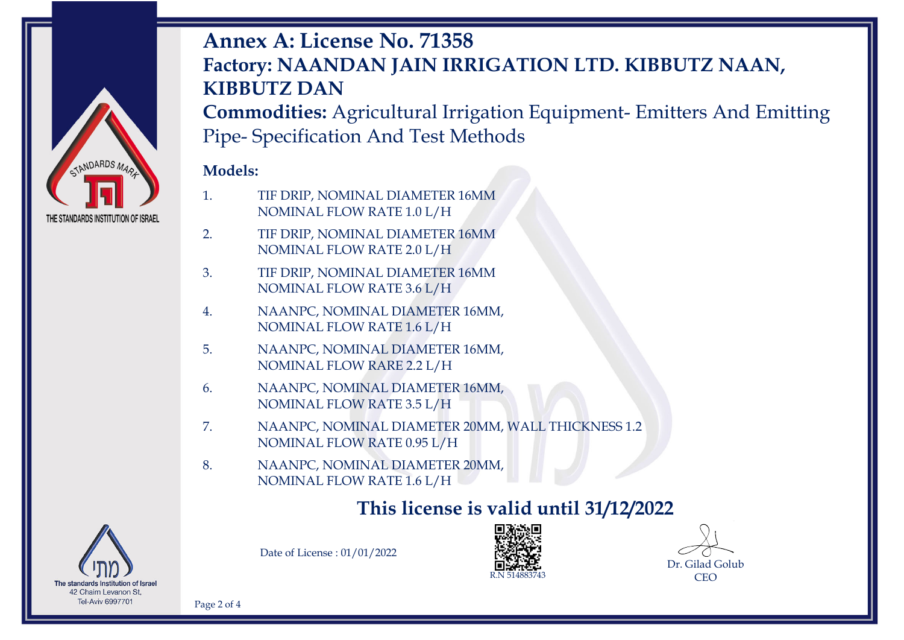# Annex A: License No. 71358

## Factory: NAANDAN JAIN IRRIGATION LTD. KIBBUTZ NAAN, KIBBUTZ DAN

**Commodities:** Agricultural Irrigation Equipment- Emitters And Emitting Pipe- Specification And Test Methods

**Models:**

1. TIF DRIP, NOMINAL DIAMETER 16MM NOMINAL FLOW RATE 1.0 L/H
2. TIF DRIP, NOMINAL DIAMETER 16MM NOMINAL FLOW RATE 2.0 L/H
3. TIF DRIP, NOMINAL DIAMETER 16MM NOMINAL FLOW RATE 3.6 L/H
4. NAANPC, NOMINAL DIAMETER 16MM, NOMINAL FLOW RATE 1.6 L/H
5. NAANPC, NOMINAL DIAMETER 16MM, NOMINAL FLOW RARE 2.2 L/H
6. NAANPC, NOMINAL DIAMETER 16MM, NOMINAL FLOW RATE 3.5 L/H
7. NAANPC, NOMINAL DIAMETER 20MM, WALL THICKNESS 1.2 NOMINAL FLOW RATE 0.95 L/H
8. NAANPC, NOMINAL DIAMETER 20MM, NOMINAL FLOW RATE 1.6 L/H

**This license is valid until 31/12/2022**

Date of License : 01/01/2022

R.N 514883743

Dr. Gilad Golub
CEO

STANDARDS MARK
THE STANDARDS INSTITUTION OF ISRAEL

מתי
The standards Institution of Israel
42 Chaim Levanon St,
Tel-Aviv 6997701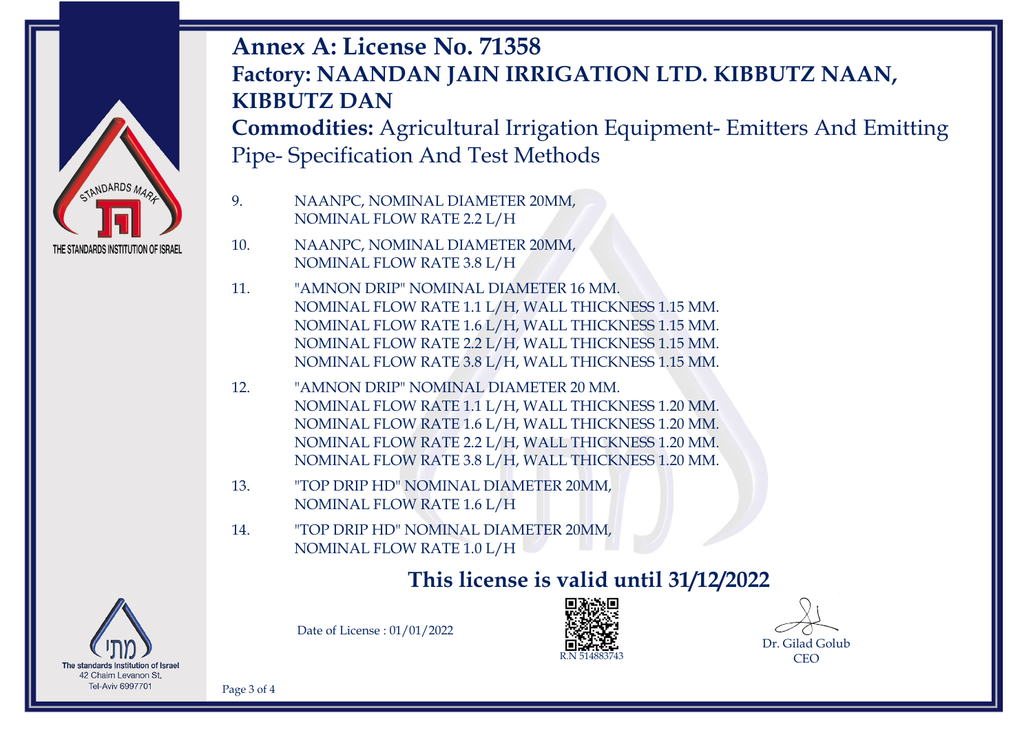# Annex A: License No. 71358

## Factory: NAANDAN JAIN IRRIGATION LTD. KIBBUTZ NAAN, KIBBUTZ DAN

**Commodities:** Agricultural Irrigation Equipment- Emitters And Emitting Pipe- Specification And Test Methods

9. NAANPC, NOMINAL DIAMETER 20MM,
   NOMINAL FLOW RATE 2.2 L/H

10. NAANPC, NOMINAL DIAMETER 20MM,
    NOMINAL FLOW RATE 3.8 L/H

11. "AMNON DRIP" NOMINAL DIAMETER 16 MM.
    NOMINAL FLOW RATE 1.1 L/H, WALL THICKNESS 1.15 MM.
    NOMINAL FLOW RATE 1.6 L/H, WALL THICKNESS 1.15 MM.
    NOMINAL FLOW RATE 2.2 L/H, WALL THICKNESS 1.15 MM.
    NOMINAL FLOW RATE 3.8 L/H, WALL THICKNESS 1.15 MM.

12. "AMNON DRIP" NOMINAL DIAMETER 20 MM.
    NOMINAL FLOW RATE 1.1 L/H, WALL THICKNESS 1.20 MM.
    NOMINAL FLOW RATE 1.6 L/H, WALL THICKNESS 1.20 MM.
    NOMINAL FLOW RATE 2.2 L/H, WALL THICKNESS 1.20 MM.
    NOMINAL FLOW RATE 3.8 L/H, WALL THICKNESS 1.20 MM.

13. "TOP DRIP HD" NOMINAL DIAMETER 20MM,
    NOMINAL FLOW RATE 1.6 L/H

14. "TOP DRIP HD" NOMINAL DIAMETER 20MM,
    NOMINAL FLOW RATE 1.0 L/H

**This license is valid until 31/12/2022**

Date of License : 01/01/2022

R.N 514883743

Dr. Gilad Golub
CEO

STANDARDS MARK
THE STANDARDS INSTITUTION OF ISRAEL

מתי
The standards Institution of Israel
42 Chaim Levanon St,
Tel-Aviv 6997701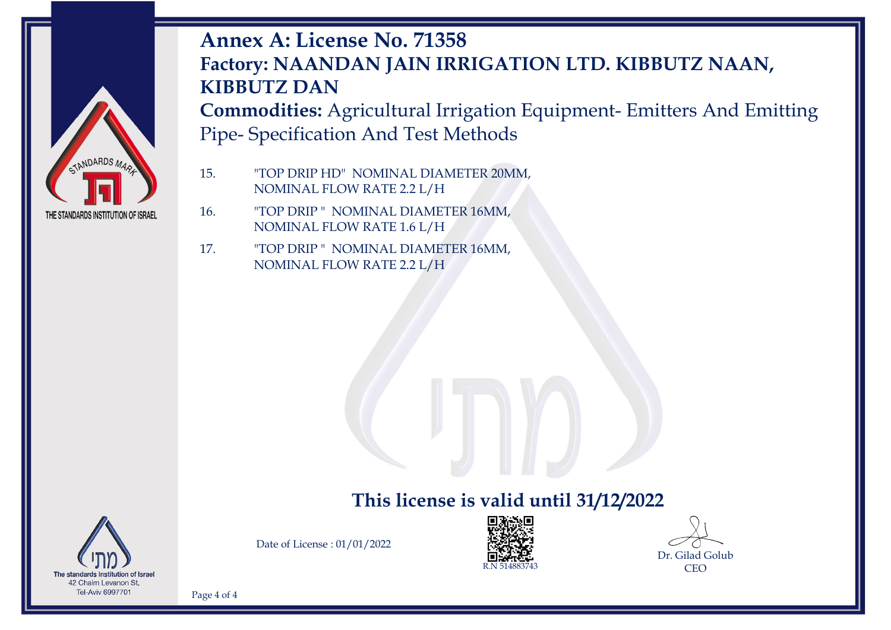# Annex A: License No. 71358

## Factory: NAANDAN JAIN IRRIGATION LTD. KIBBUTZ NAAN, KIBBUTZ DAN

**Commodities:** Agricultural Irrigation Equipment- Emitters And Emitting Pipe- Specification And Test Methods

15. "TOP DRIP HD" NOMINAL DIAMETER 20MM, NOMINAL FLOW RATE 2.2 L/H
16. "TOP DRIP " NOMINAL DIAMETER 16MM, NOMINAL FLOW RATE 1.6 L/H
17. "TOP DRIP " NOMINAL DIAMETER 16MM, NOMINAL FLOW RATE 2.2 L/H

**This license is valid until 31/12/2022**

Date of License : 01/01/2022

R.N 514883743

Dr. Gilad Golub
CEO

STANDARDS MARK
THE STANDARDS INSTITUTION OF ISRAEL

The standards Institution of Israel
42 Chaim Levanon St,
Tel-Aviv 6997701